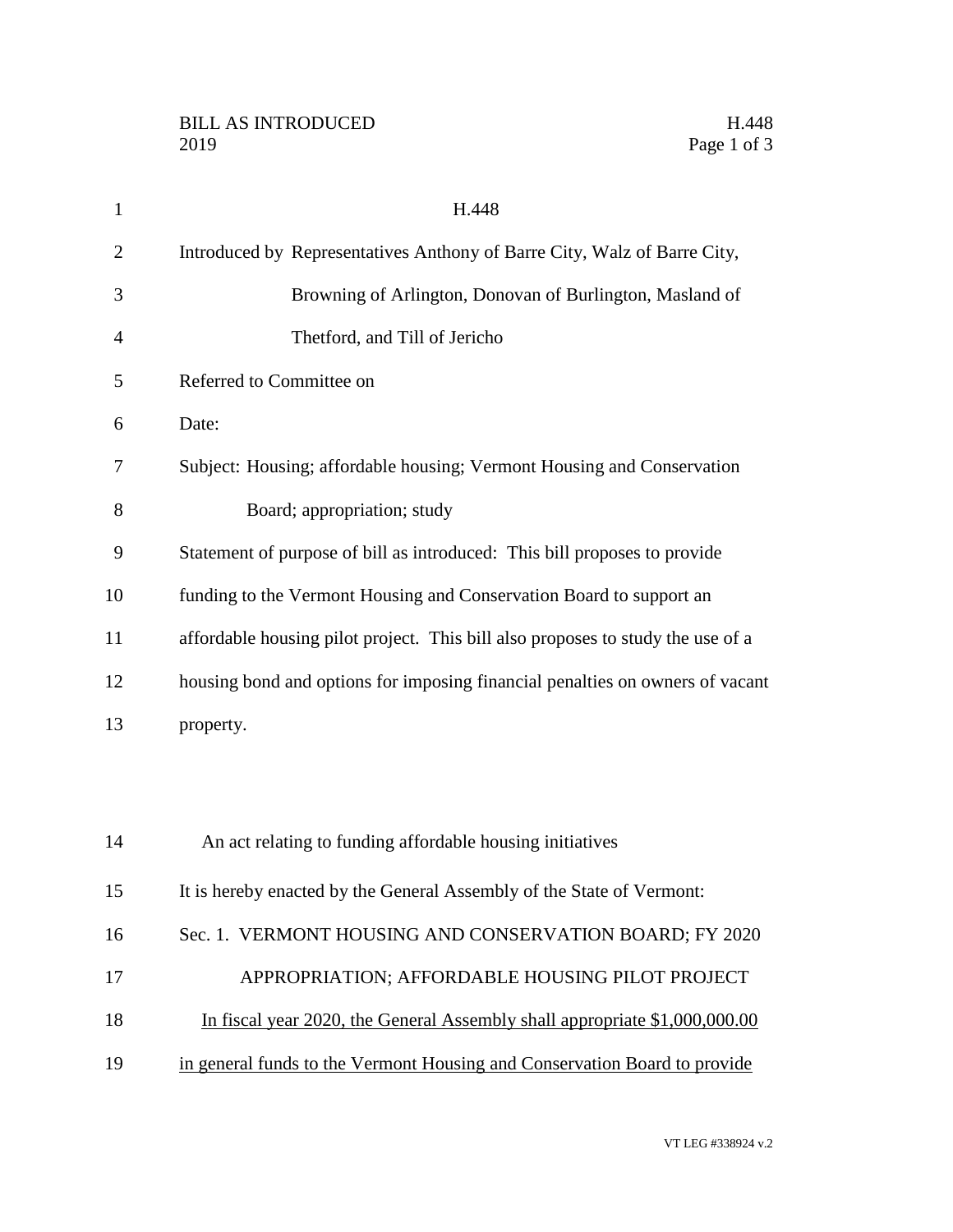# H.448

Introduced by Representatives Anthony of Barre City, Walz of Barre City, Browning of Arlington, Donovan of Burlington, Masland of Thetford, and Till of Jericho

Referred to Committee on

Date:

Subject: Housing; affordable housing; Vermont Housing and Conservation Board; appropriation; study

Statement of purpose of bill as introduced: This bill proposes to provide funding to the Vermont Housing and Conservation Board to support an affordable housing pilot project. This bill also proposes to study the use of a housing bond and options for imposing financial penalties on owners of vacant property.

An act relating to funding affordable housing initiatives

It is hereby enacted by the General Assembly of the State of Vermont:

Sec. 1. VERMONT HOUSING AND CONSERVATION BOARD; FY 2020 APPROPRIATION; AFFORDABLE HOUSING PILOT PROJECT

In fiscal year 2020, the General Assembly shall appropriate $1,000,000.00 in general funds to the Vermont Housing and Conservation Board to provide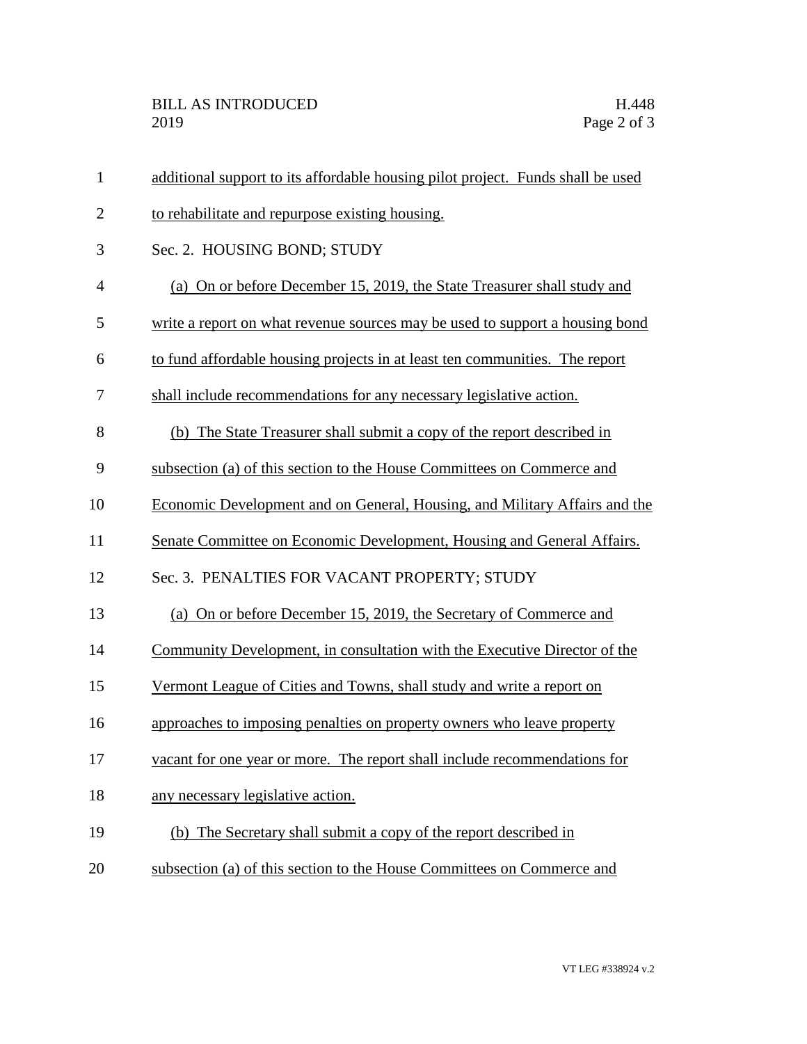additional support to its affordable housing pilot project. Funds shall be used to rehabilitate and repurpose existing housing.

Sec. 2. HOUSING BOND; STUDY

(a) On or before December 15, 2019, the State Treasurer shall study and write a report on what revenue sources may be used to support a housing bond to fund affordable housing projects in at least ten communities. The report shall include recommendations for any necessary legislative action.

(b) The State Treasurer shall submit a copy of the report described in subsection (a) of this section to the House Committees on Commerce and Economic Development and on General, Housing, and Military Affairs and the Senate Committee on Economic Development, Housing and General Affairs.

Sec. 3. PENALTIES FOR VACANT PROPERTY; STUDY

(a) On or before December 15, 2019, the Secretary of Commerce and Community Development, in consultation with the Executive Director of the Vermont League of Cities and Towns, shall study and write a report on approaches to imposing penalties on property owners who leave property vacant for one year or more. The report shall include recommendations for any necessary legislative action.

(b) The Secretary shall submit a copy of the report described in subsection (a) of this section to the House Committees on Commerce and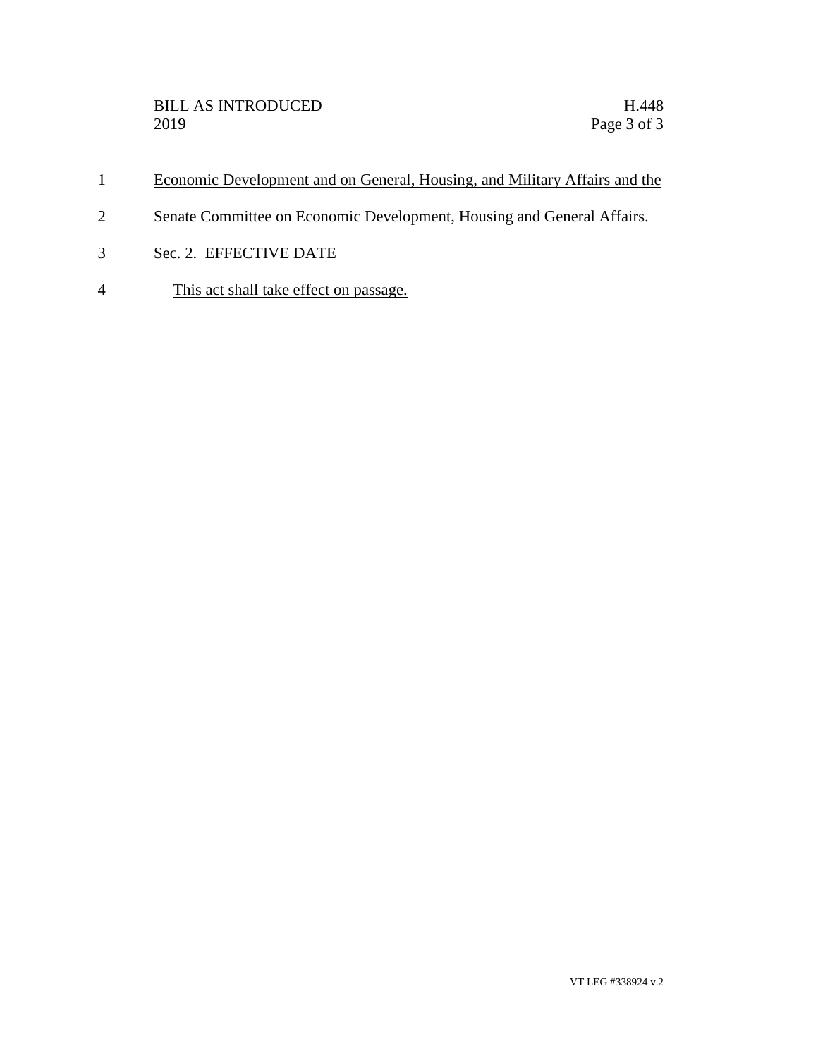Economic Development and on General, Housing, and Military Affairs and the Senate Committee on Economic Development, Housing and General Affairs.

Sec. 2. EFFECTIVE DATE

This act shall take effect on passage.